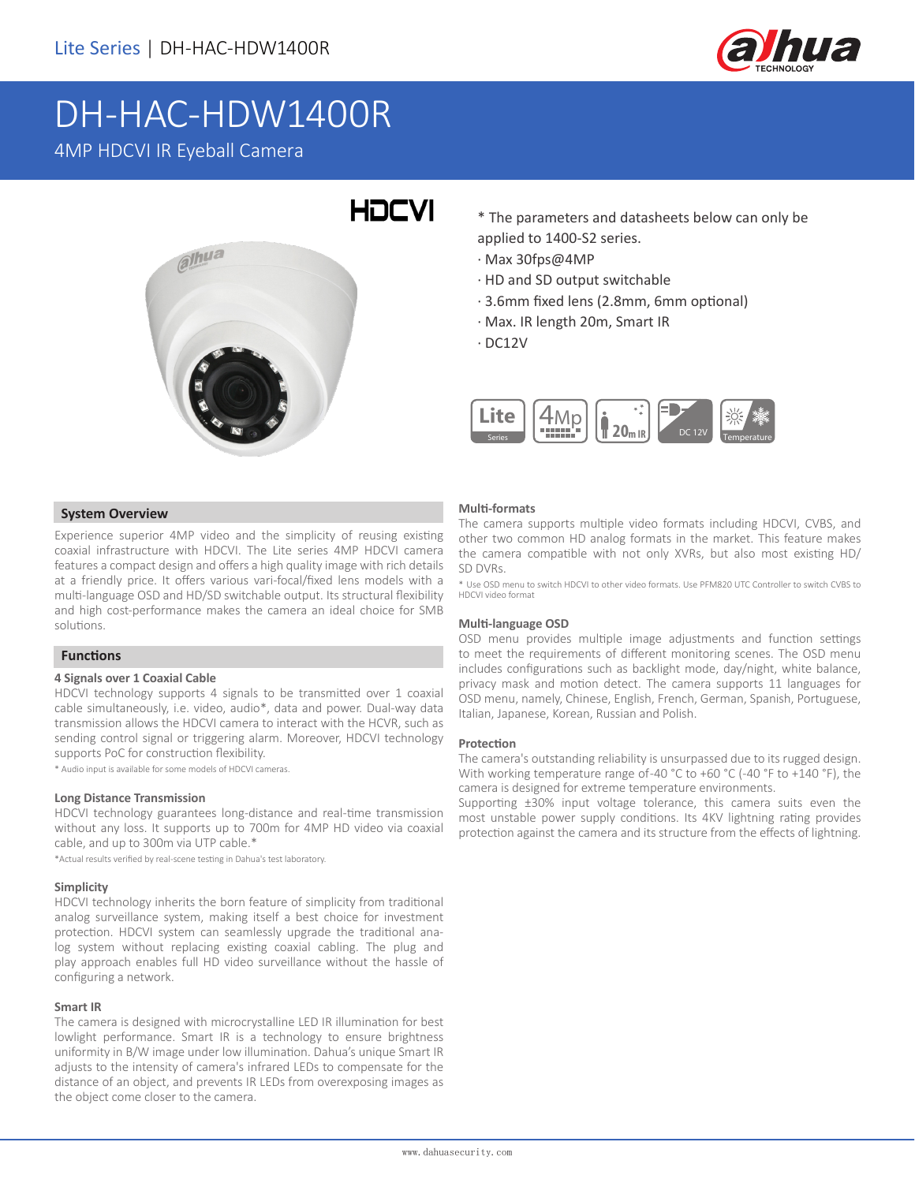# DH-HAC-HDW1400R

4MP HDCVI IR Eyeball Camera

\* The parameters and datasheets below can only be applied to 1400-S2 series.

- Max 30fps@4MP
- HD and SD output switchable
- 3.6mm fixed lens (2.8mm, 6mm optional)
- Max. IR length 20m, Smart IR
- DC12V

## System Overview

Experience superior 4MP video and the simplicity of reusing existing coaxial infrastructure with HDCVI. The Lite series 4MP HDCVI camera features a compact design and offers a high quality image with rich details at a friendly price. It offers various vari-focal/fixed lens models with a multi-language OSD and HD/SD switchable output. Its structural flexibility and high cost-performance makes the camera an ideal choice for SMB solutions.

## Functions

### 4 Signals over 1 Coaxial Cable

HDCVI technology supports 4 signals to be transmitted over 1 coaxial cable simultaneously, i.e. video, audio*, data and power. Dual-way data transmission allows the HDCVI camera to interact with the HCVR, such as sending control signal or triggering alarm. Moreover, HDCVI technology supports PoC for construction flexibility.

\* Audio input is available for some models of HDCVI cameras.

### Long Distance Transmission

HDCVI technology guarantees long-distance and real-time transmission without any loss. It supports up to 700m for 4MP HD video via coaxial cable, and up to 300m via UTP cable.*

\*Actual results verified by real-scene testing in Dahua's test laboratory.

### Simplicity

HDCVI technology inherits the born feature of simplicity from traditional analog surveillance system, making itself a best choice for investment protection. HDCVI system can seamlessly upgrade the traditional analog system without replacing existing coaxial cabling. The plug and play approach enables full HD video surveillance without the hassle of configuring a network.

### Smart IR

The camera is designed with microcrystalline LED IR illumination for best lowlight performance. Smart IR is a technology to ensure brightness uniformity in B/W image under low illumination. Dahua's unique Smart IR adjusts to the intensity of camera's infrared LEDs to compensate for the distance of an object, and prevents IR LEDs from overexposing images as the object come closer to the camera.

### Multi-formats

The camera supports multiple video formats including HDCVI, CVBS, and other two common HD analog formats in the market. This feature makes the camera compatible with not only XVRs, but also most existing HD/SD DVRs.

\* Use OSD menu to switch HDCVI to other video formats. Use PFM820 UTC Controller to switch CVBS to HDCVI video format

### Multi-language OSD

OSD menu provides multiple image adjustments and function settings to meet the requirements of different monitoring scenes. The OSD menu includes configurations such as backlight mode, day/night, white balance, privacy mask and motion detect. The camera supports 11 languages for OSD menu, namely, Chinese, English, French, German, Spanish, Portuguese, Italian, Japanese, Korean, Russian and Polish.

### Protection

The camera's outstanding reliability is unsurpassed due to its rugged design. With working temperature range of -40 °C to +60 °C (-40 °F to +140 °F), the camera is designed for extreme temperature environments.

Supporting ±30% input voltage tolerance, this camera suits even the most unstable power supply conditions. Its 4KV lightning rating provides protection against the camera and its structure from the effects of lightning.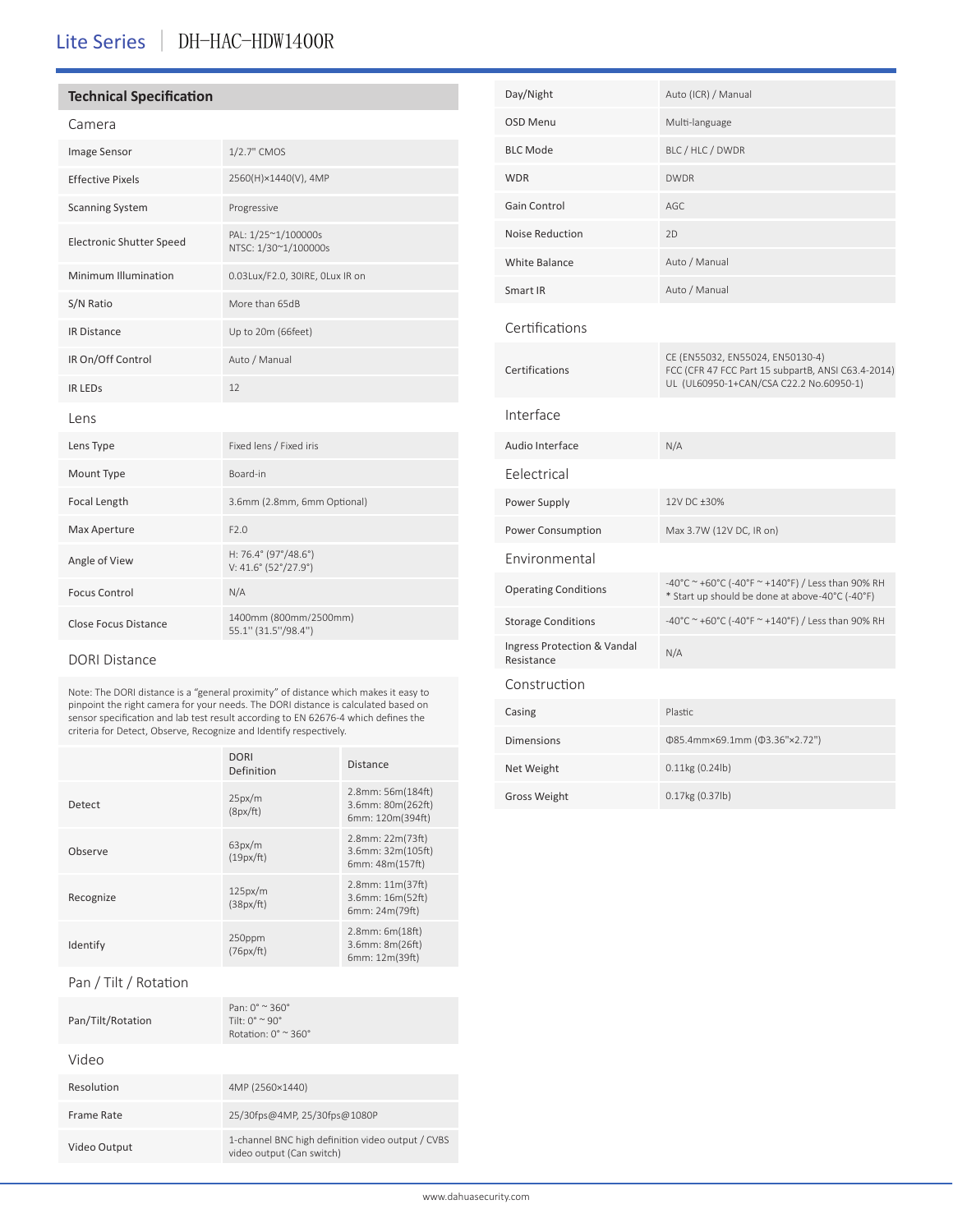# Lite Series | DH-HAC-HDW1400R

## Technical Specification

### Camera

| | |
|---|---|
| Image Sensor | 1/2.7" CMOS |
| Effective Pixels | 2560(H)×1440(V), 4MP |
| Scanning System | Progressive |
| Electronic Shutter Speed | PAL: 1/25~1/100000s<br>NTSC: 1/30~1/100000s |
| Minimum Illumination | 0.03Lux/F2.0, 30IRE, 0Lux IR on |
| S/N Ratio | More than 65dB |
| IR Distance | Up to 20m (66feet) |
| IR On/Off Control | Auto / Manual |
| IR LEDs | 12 |

### Lens

| | |
|---|---|
| Lens Type | Fixed lens / Fixed iris |
| Mount Type | Board-in |
| Focal Length | 3.6mm (2.8mm, 6mm Optional) |
| Max Aperture | F2.0 |
| Angle of View | H: 76.4° (97°/48.6°)<br>V: 41.6° (52°/27.9°) |
| Focus Control | N/A |
| Close Focus Distance | 1400mm (800mm/2500mm)<br>55.1'' (31.5''/98.4'') |

### DORI Distance

Note: The DORI distance is a "general proximity" of distance which makes it easy to pinpoint the right camera for your needs. The DORI distance is calculated based on sensor specification and lab test result according to EN 62676-4 which defines the criteria for Detect, Observe, Recognize and Identify respectively.

| | DORI Definition | Distance |
|---|---|---|
| Detect | 25px/m<br>(8px/ft) | 2.8mm: 56m(184ft)<br>3.6mm: 80m(262ft)<br>6mm: 120m(394ft) |
| Observe | 63px/m<br>(19px/ft) | 2.8mm: 22m(73ft)<br>3.6mm: 32m(105ft)<br>6mm: 48m(157ft) |
| Recognize | 125px/m<br>(38px/ft) | 2.8mm: 11m(37ft)<br>3.6mm: 16m(52ft)<br>6mm: 24m(79ft) |
| Identify | 250ppm<br>(76px/ft) | 2.8mm: 6m(18ft)<br>3.6mm: 8m(26ft)<br>6mm: 12m(39ft) |

### Pan / Tilt / Rotation

| | |
|---|---|
| Pan/Tilt/Rotation | Pan: 0° ~ 360°<br>Tilt: 0° ~ 90°<br>Rotation: 0° ~ 360° |

### Video

| | |
|---|---|
| Resolution | 4MP (2560×1440) |
| Frame Rate | 25/30fps@4MP, 25/30fps@1080P |
| Video Output | 1-channel BNC high definition video output / CVBS video output (Can switch) |
| Day/Night | Auto (ICR) / Manual |
| OSD Menu | Multi-language |
| BLC Mode | BLC / HLC / DWDR |
| WDR | DWDR |
| Gain Control | AGC |
| Noise Reduction | 2D |
| White Balance | Auto / Manual |
| Smart IR | Auto / Manual |

### Certifications

| | |
|---|---|
| Certifications | CE (EN55032, EN55024, EN50130-4)<br>FCC (CFR 47 FCC Part 15 subpartB, ANSI C63.4-2014)<br>UL (UL60950-1+CAN/CSA C22.2 No.60950-1) |

### Interface

| | |
|---|---|
| Audio Interface | N/A |

### Eelectrical

| | |
|---|---|
| Power Supply | 12V DC ±30% |
| Power Consumption | Max 3.7W (12V DC, IR on) |

### Environmental

| | |
|---|---|
| Operating Conditions | -40°C ~ +60°C (-40°F ~ +140°F) / Less than 90% RH<br>* Start up should be done at above-40°C (-40°F) |
| Storage Conditions | -40°C ~ +60°C (-40°F ~ +140°F) / Less than 90% RH |
| Ingress Protection & Vandal Resistance | N/A |

### Construction

| | |
|---|---|
| Casing | Plastic |
| Dimensions | Φ85.4mm×69.1mm (Φ3.36"×2.72") |
| Net Weight | 0.11kg (0.24lb) |
| Gross Weight | 0.17kg (0.37lb) |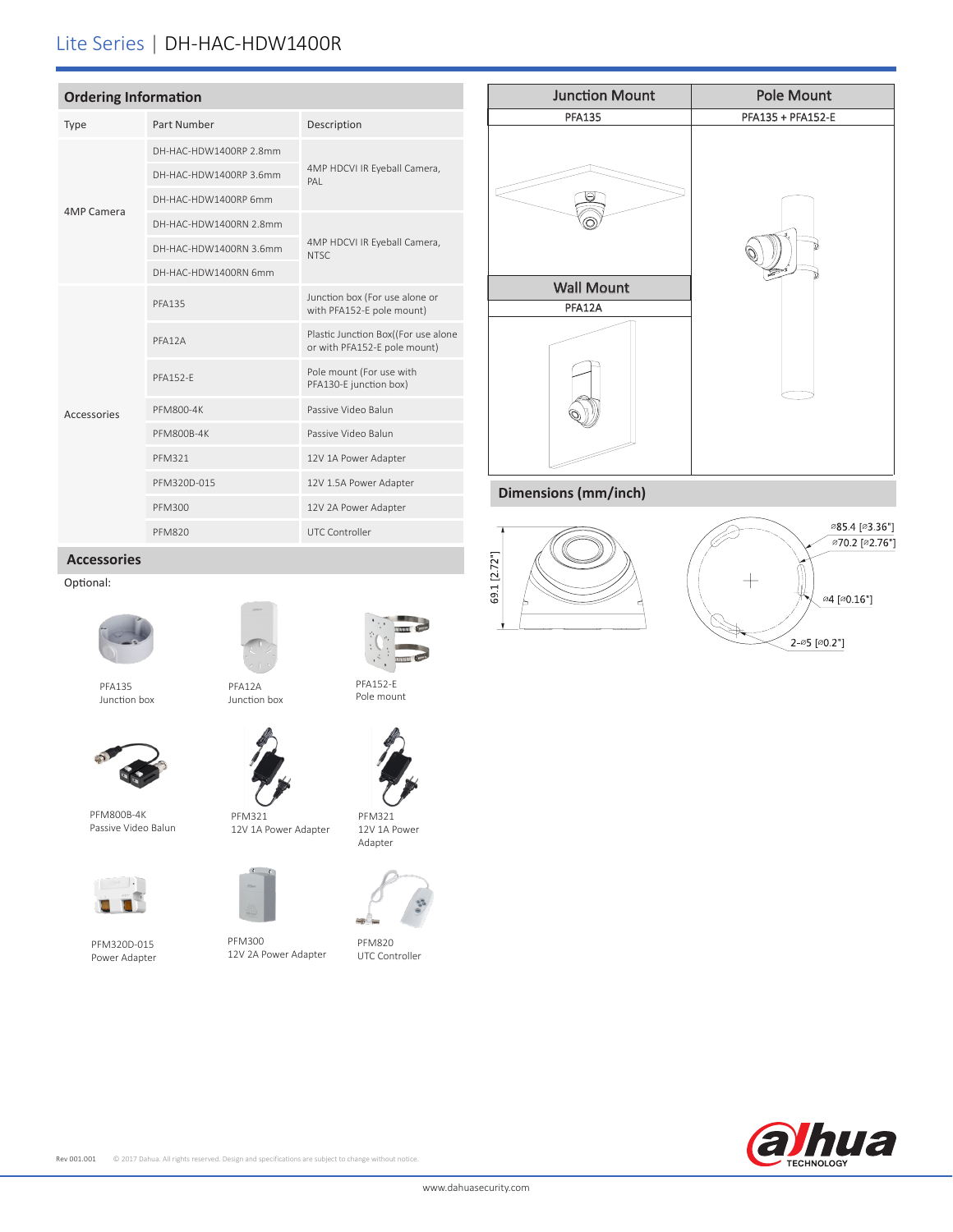# Lite Series | DH-HAC-HDW1400R

## Ordering Information

| Type | Part Number | Description |
|---|---|---|
| 4MP Camera | DH-HAC-HDW1400RP 2.8mm | 4MP HDCVI IR Eyeball Camera, PAL |
| | DH-HAC-HDW1400RP 3.6mm | |
| | DH-HAC-HDW1400RP 6mm | |
| | DH-HAC-HDW1400RN 2.8mm | 4MP HDCVI IR Eyeball Camera, NTSC |
| | DH-HAC-HDW1400RN 3.6mm | |
| | DH-HAC-HDW1400RN 6mm | |
| Accessories | PFA135 | Junction box (For use alone or with PFA152-E pole mount) |
| | PFA12A | Plastic Junction Box((For use alone or with PFA152-E pole mount) |
| | PFA152-E | Pole mount (For use with PFA130-E junction box) |
| | PFM800-4K | Passive Video Balun |
| | PFM800B-4K | Passive Video Balun |
| | PFM321 | 12V 1A Power Adapter |
| | PFM320D-015 | 12V 1.5A Power Adapter |
| | PFM300 | 12V 2A Power Adapter |
| | PFM820 | UTC Controller |

## Accessories

Optional:

PFA135
Junction box

PFA12A
Junction box

PFA152-E
Pole mount

PFM800B-4K
Passive Video Balun

PFM321
12V 1A Power Adapter

PFM321
12V 1A Power Adapter

PFM320D-015
Power Adapter

PFM300
12V 2A Power Adapter

PFM820
UTC Controller

| Junction Mount | Pole Mount |
|---|---|
| PFA135 | PFA135 + PFA152-E |

| Wall Mount |
|---|
| PFA12A |

## Dimensions (mm/inch)

69.1 [2.72"]

⌀85.4 [⌀3.36"]
⌀70.2 [⌀2.76"]
⌀4 [⌀0.16"]
2-⌀5 [⌀0.2"]

Rev 001.001 © 2017 Dahua. All rights reserved. Design and specifications are subject to change without notice.

www.dahuasecurity.com